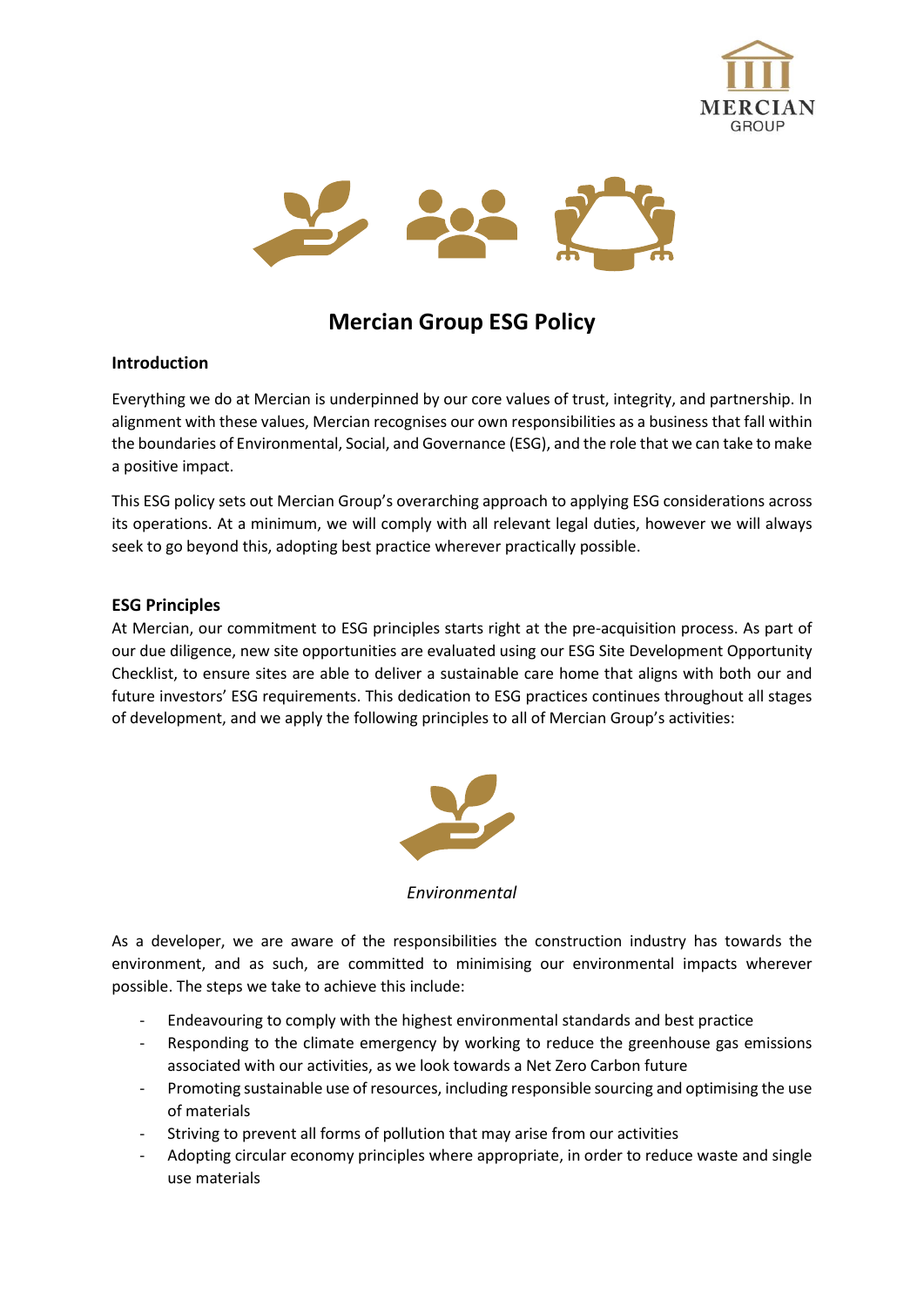# Mercian Group ESG Policy

## Introduction

Everything we do at Mercian is underpinned by our core values of trust, integrity, and partnership. In alignment with these values, Mercian recognises our own responsibilities as a business that fall within the boundaries of Environmental, Social, and Governance (ESG), and the role that we can take to make a positive impact.

This ESG policy sets out Mercian Group's overarching approach to applying ESG considerations across its operations. At a minimum, we will comply with all relevant legal duties, however we will always seek to go beyond this, adopting best practice wherever practically possible.

## ESG Principles

At Mercian, our commitment to ESG principles starts right at the pre-acquisition process. As part of our due diligence, new site opportunities are evaluated using our ESG Site Development Opportunity Checklist, to ensure sites are able to deliver a sustainable care home that aligns with both our and future investors' ESG requirements. This dedication to ESG practices continues throughout all stages of development, and we apply the following principles to all of Mercian Group's activities:

*Environmental*

As a developer, we are aware of the responsibilities the construction industry has towards the environment, and as such, are committed to minimising our environmental impacts wherever possible. The steps we take to achieve this include:

- Endeavouring to comply with the highest environmental standards and best practice
- Responding to the climate emergency by working to reduce the greenhouse gas emissions associated with our activities, as we look towards a Net Zero Carbon future
- Promoting sustainable use of resources, including responsible sourcing and optimising the use of materials
- Striving to prevent all forms of pollution that may arise from our activities
- Adopting circular economy principles where appropriate, in order to reduce waste and single use materials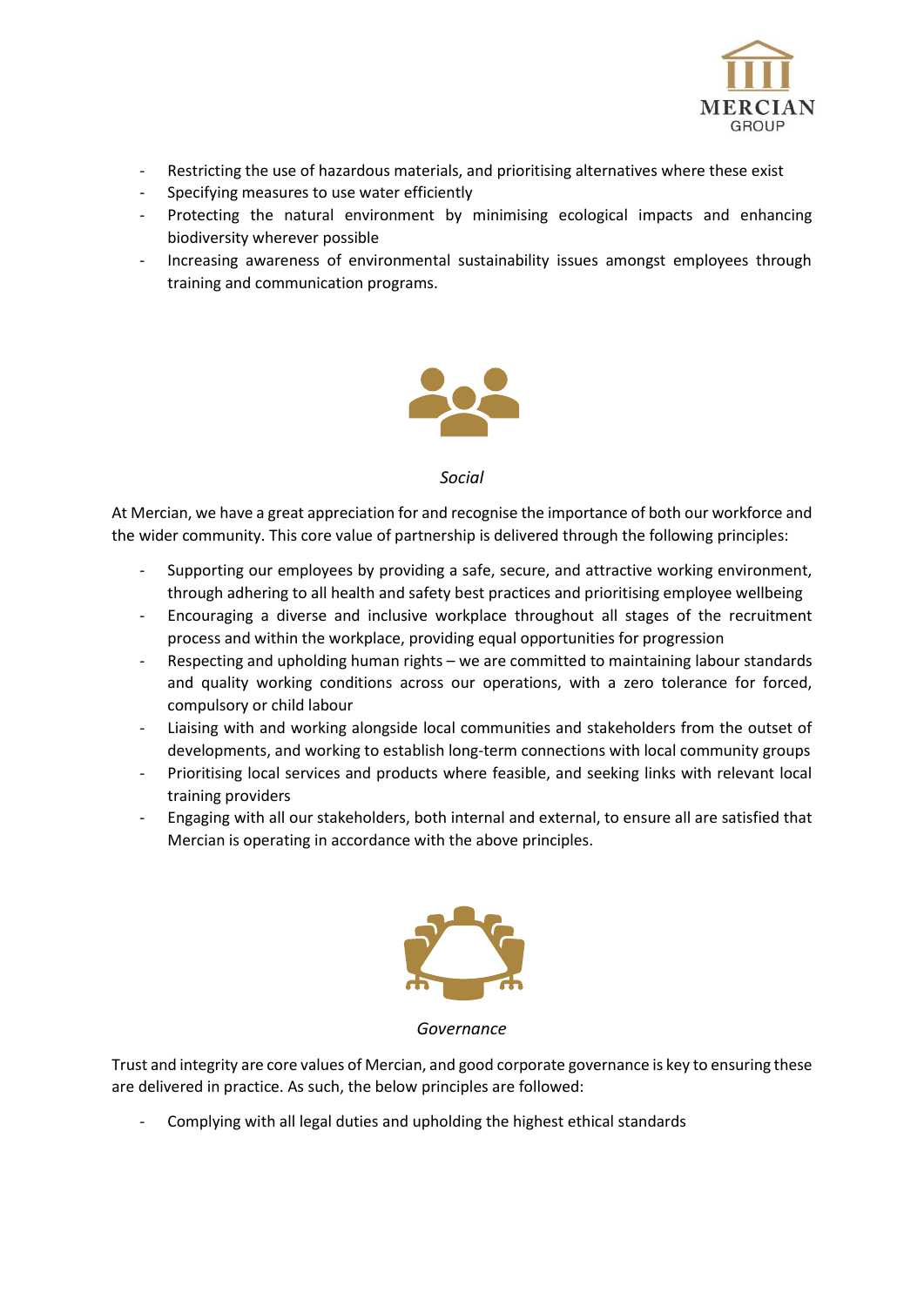- Restricting the use of hazardous materials, and prioritising alternatives where these exist
- Specifying measures to use water efficiently
- Protecting the natural environment by minimising ecological impacts and enhancing biodiversity wherever possible
- Increasing awareness of environmental sustainability issues amongst employees through training and communication programs.

*Social*

At Mercian, we have a great appreciation for and recognise the importance of both our workforce and the wider community. This core value of partnership is delivered through the following principles:

- Supporting our employees by providing a safe, secure, and attractive working environment, through adhering to all health and safety best practices and prioritising employee wellbeing
- Encouraging a diverse and inclusive workplace throughout all stages of the recruitment process and within the workplace, providing equal opportunities for progression
- Respecting and upholding human rights – we are committed to maintaining labour standards and quality working conditions across our operations, with a zero tolerance for forced, compulsory or child labour
- Liaising with and working alongside local communities and stakeholders from the outset of developments, and working to establish long-term connections with local community groups
- Prioritising local services and products where feasible, and seeking links with relevant local training providers
- Engaging with all our stakeholders, both internal and external, to ensure all are satisfied that Mercian is operating in accordance with the above principles.

*Governance*

Trust and integrity are core values of Mercian, and good corporate governance is key to ensuring these are delivered in practice. As such, the below principles are followed:

- Complying with all legal duties and upholding the highest ethical standards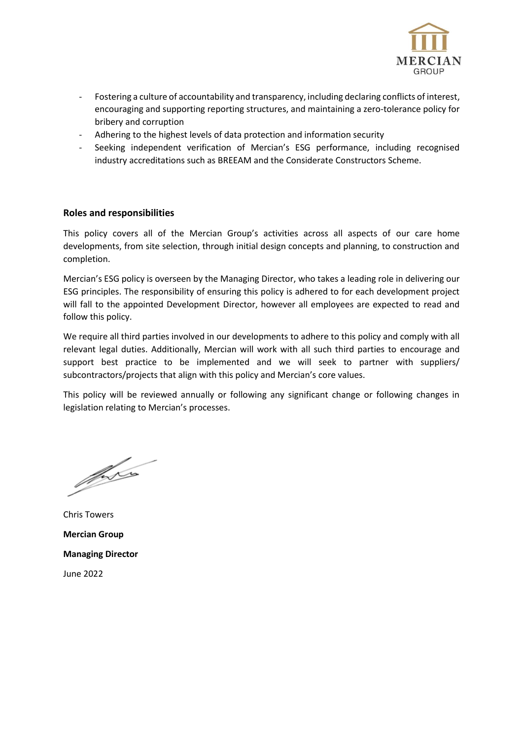- Fostering a culture of accountability and transparency, including declaring conflicts of interest, encouraging and supporting reporting structures, and maintaining a zero-tolerance policy for bribery and corruption
- Adhering to the highest levels of data protection and information security
- Seeking independent verification of Mercian's ESG performance, including recognised industry accreditations such as BREEAM and the Considerate Constructors Scheme.

## Roles and responsibilities

This policy covers all of the Mercian Group's activities across all aspects of our care home developments, from site selection, through initial design concepts and planning, to construction and completion.

Mercian's ESG policy is overseen by the Managing Director, who takes a leading role in delivering our ESG principles. The responsibility of ensuring this policy is adhered to for each development project will fall to the appointed Development Director, however all employees are expected to read and follow this policy.

We require all third parties involved in our developments to adhere to this policy and comply with all relevant legal duties. Additionally, Mercian will work with all such third parties to encourage and support best practice to be implemented and we will seek to partner with suppliers/ subcontractors/projects that align with this policy and Mercian's core values.

This policy will be reviewed annually or following any significant change or following changes in legislation relating to Mercian's processes.

Chris Towers

**Mercian Group**

**Managing Director**

June 2022